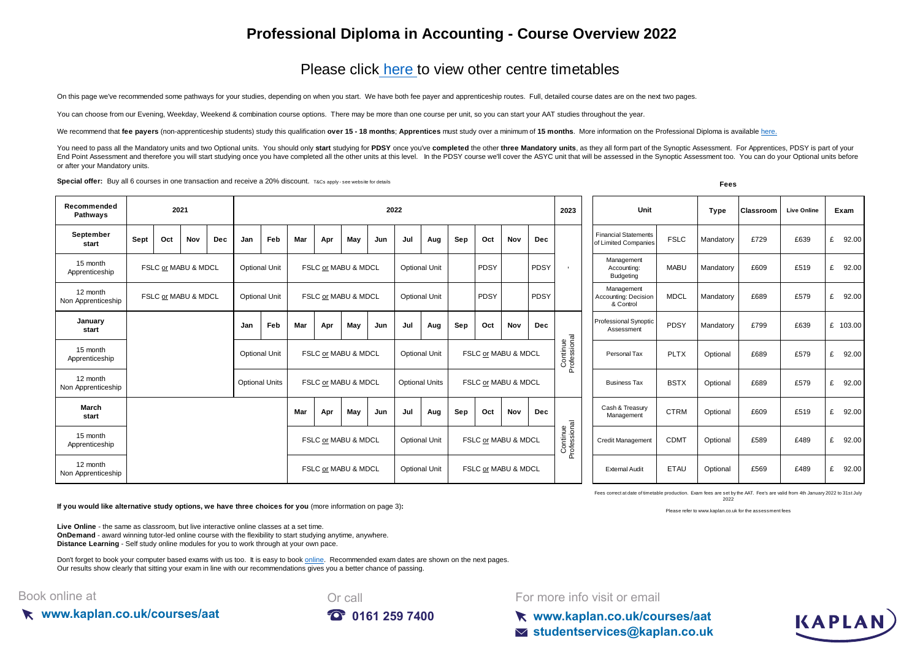# Professional Diploma in Accounting - Course Overview 2022

## Please click here to view other centre timetables

On this page we've recommended some pathways for your studies, depending on when you start. We have both fee payer and apprenticeship routes. Full, detailed course dates are on the next two pages.

You can choose from our Evening, Weekday, Weekend & combination course options. There may be more than one course per unit, so you can start your AAT studies throughout the year.

We recommend that **fee payers** (non-apprenticeship students) study this qualification **over 15 - 18 months**; **Apprentices** must study over a minimum of **15 months**. More information on the Professional Diploma is available here.

You need to pass all the Mandatory units and two Optional units. You should only **start** studying for **PDSY** once you've **completed** the other **three Mandatory units**, as they all form part of the Synoptic Assessment. For Apprentices, PDSY is part of your End Point Assessment and therefore you will start studying once you have completed all the other units at this level. In the PDSY course we'll cover the ASYC unit that will be assessed in the Synoptic Assessment too. You can do your Optional units before or after your Mandatory units.

**Special offer:** Buy all 6 courses in one transaction and receive a 20% discount. T&Cs apply - see website for details

| Recommended Pathways | 2021 | | | | 2022 | | | | | | | | | | | | 2023 |
|---|---|---|---|---|---|---|---|---|---|---|---|---|---|---|---|---|---|
| **September start** | Sept | Oct | Nov | Dec | Jan | Feb | Mar | Apr | May | Jun | Jul | Aug | Sep | Oct | Nov | Dec | |
| 15 month Apprenticeship | FSLC or MABU & MDCL | | | | Optional Unit | | FSLC or MABU & MDCL | | | | Optional Unit | | | PDSY | | PDSY | - |
| 12 month Non Apprenticeship | FSLC or MABU & MDCL | | | | Optional Unit | | FSLC or MABU & MDCL | | | | Optional Unit | | | PDSY | | PDSY | |
| **January start** | | | | | Jan | Feb | Mar | Apr | May | Jun | Jul | Aug | Sep | Oct | Nov | Dec | Continue Professional |
| 15 month Apprenticeship | | | | | Optional Unit | | FSLC or MABU & MDCL | | | | Optional Unit | | FSLC or MABU & MDCL | | | | |
| 12 month Non Apprenticeship | | | | | Optional Units | | FSLC or MABU & MDCL | | | | Optional Units | | FSLC or MABU & MDCL | | | | |
| **March start** | | | | | | | Mar | Apr | May | Jun | Jul | Aug | Sep | Oct | Nov | Dec | Continue Professional |
| 15 month Apprenticeship | | | | | | | FSLC or MABU & MDCL | | | | Optional Unit | | FSLC or MABU & MDCL | | | | |
| 12 month Non Apprenticeship | | | | | | | FSLC or MABU & MDCL | | | | Optional Unit | | FSLC or MABU & MDCL | | | | |

**Fees**

| Unit | | Type | Classroom | Live Online | Exam |
|---|---|---|---|---|---|
| Financial Statements of Limited Companies | FSLC | Mandatory | £729 | £639 | £ 92.00 |
| Management Accounting: Budgeting | MABU | Mandatory | £609 | £519 | £ 92.00 |
| Management Accounting: Decision & Control | MDCL | Mandatory | £689 | £579 | £ 92.00 |
| Professional Synoptic Assessment | PDSY | Mandatory | £799 | £639 | £ 103.00 |
| Personal Tax | PLTX | Optional | £689 | £579 | £ 92.00 |
| Business Tax | BSTX | Optional | £689 | £579 | £ 92.00 |
| Cash & Treasury Management | CTRM | Optional | £609 | £519 | £ 92.00 |
| Credit Management | CDMT | Optional | £589 | £489 | £ 92.00 |
| External Audit | ETAU | Optional | £569 | £489 | £ 92.00 |

Fees correct at date of timetable production. Exam fees are set by the AAT. Fee's are valid from 4th January 2022 to 31st July 2022

Please refer to www.kaplan.co.uk for the assessment fees

**If you would like alternative study options, we have three choices for you** (more information on page 3)**:**

**Live Online** - the same as classroom, but live interactive online classes at a set time.
**OnDemand** - award winning tutor-led online course with the flexibility to start studying anytime, anywhere.
**Distance Learning** - Self study online modules for you to work through at your own pace.

Don't forget to book your computer based exams with us too. It is easy to book online. Recommended exam dates are shown on the next pages.
Our results show clearly that sitting your exam in line with our recommendations gives you a better chance of passing.

Book online at **www.kaplan.co.uk/courses/aat**

Or call **0161 259 7400**

For more info visit or email **www.kaplan.co.uk/courses/aat** **studentservices@kaplan.co.uk**

KAPLAN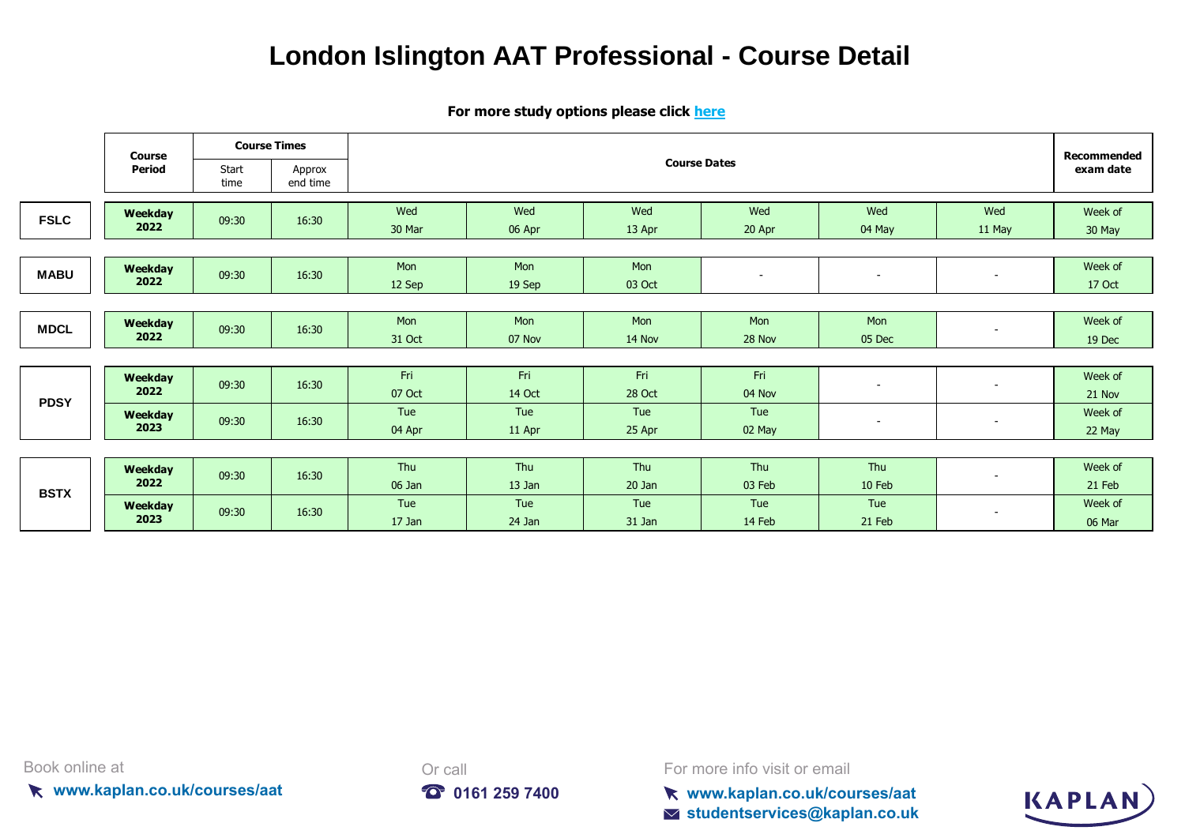# London Islington AAT Professional - Course Detail

**For more study options please click here**

| | Course Period | Course Times | | Course Dates | | | | | | Recommended exam date |
|---|---|---|---|---|---|---|---|---|---|---|
| | | Start time | Approx end time | | | | | | | |
| **FSLC** | **Weekday 2022** | 09:30 | 16:30 | Wed 30 Mar | Wed 06 Apr | Wed 13 Apr | Wed 20 Apr | Wed 04 May | Wed 11 May | Week of 30 May |
| **MABU** | **Weekday 2022** | 09:30 | 16:30 | Mon 12 Sep | Mon 19 Sep | Mon 03 Oct | - | - | - | Week of 17 Oct |
| **MDCL** | **Weekday 2022** | 09:30 | 16:30 | Mon 31 Oct | Mon 07 Nov | Mon 14 Nov | Mon 28 Nov | Mon 05 Dec | - | Week of 19 Dec |
| **PDSY** | **Weekday 2022** | 09:30 | 16:30 | Fri 07 Oct | Fri 14 Oct | Fri 28 Oct | Fri 04 Nov | - | - | Week of 21 Nov |
| | **Weekday 2023** | 09:30 | 16:30 | Tue 04 Apr | Tue 11 Apr | Tue 25 Apr | Tue 02 May | - | - | Week of 22 May |
| **BSTX** | **Weekday 2022** | 09:30 | 16:30 | Thu 06 Jan | Thu 13 Jan | Thu 20 Jan | Thu 03 Feb | Thu 10 Feb | - | Week of 21 Feb |
| | **Weekday 2023** | 09:30 | 16:30 | Tue 17 Jan | Tue 24 Jan | Tue 31 Jan | Tue 14 Feb | Tue 21 Feb | - | Week of 06 Mar |

Book online at
**www.kaplan.co.uk/courses/aat**

Or call
**0161 259 7400**

For more info visit or email
**www.kaplan.co.uk/courses/aat**
**studentservices@kaplan.co.uk**

KAPLAN